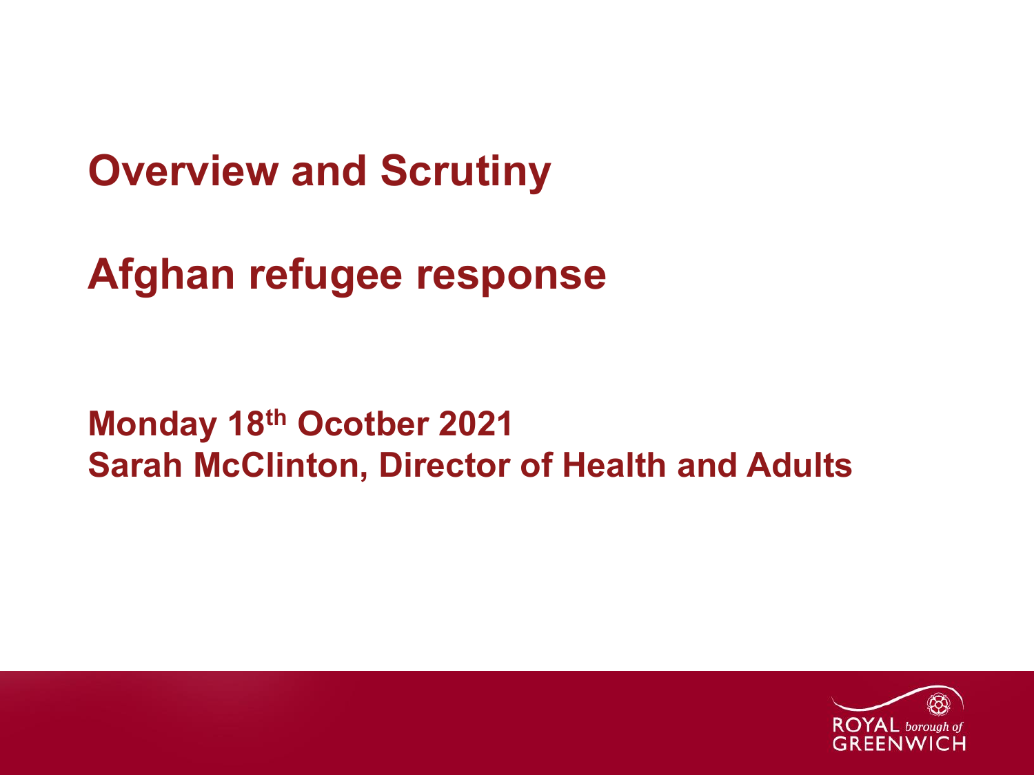# Overview and Scrutiny

# Afghan refugee response

**Monday 18th Ocotber 2021**
**Sarah McClinton, Director of Health and Adults**

ROYAL borough of GREENWICH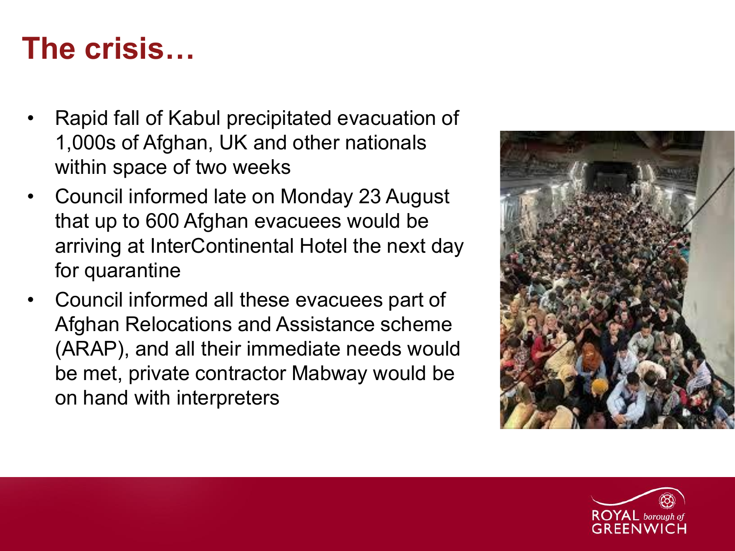# The crisis…

- Rapid fall of Kabul precipitated evacuation of 1,000s of Afghan, UK and other nationals within space of two weeks
- Council informed late on Monday 23 August that up to 600 Afghan evacuees would be arriving at InterContinental Hotel the next day for quarantine
- Council informed all these evacuees part of Afghan Relocations and Assistance scheme (ARAP), and all their immediate needs would be met, private contractor Mabway would be on hand with interpreters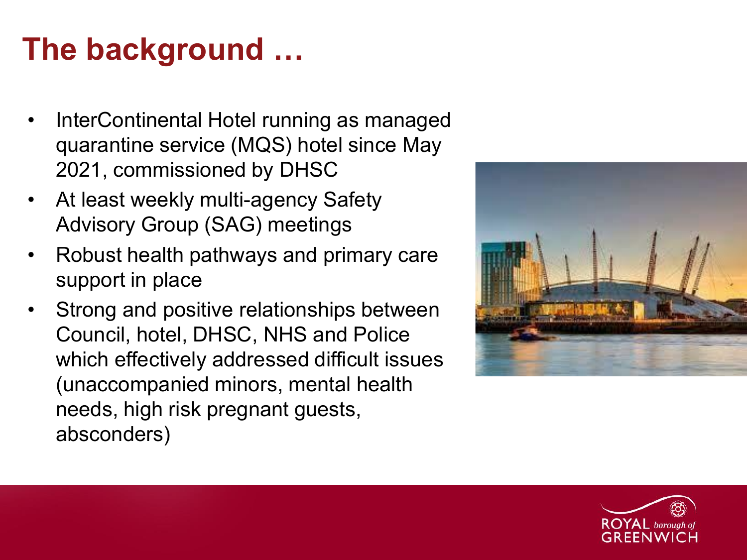# The background …

- InterContinental Hotel running as managed quarantine service (MQS) hotel since May 2021, commissioned by DHSC
- At least weekly multi-agency Safety Advisory Group (SAG) meetings
- Robust health pathways and primary care support in place
- Strong and positive relationships between Council, hotel, DHSC, NHS and Police which effectively addressed difficult issues (unaccompanied minors, mental health needs, high risk pregnant guests, absconders)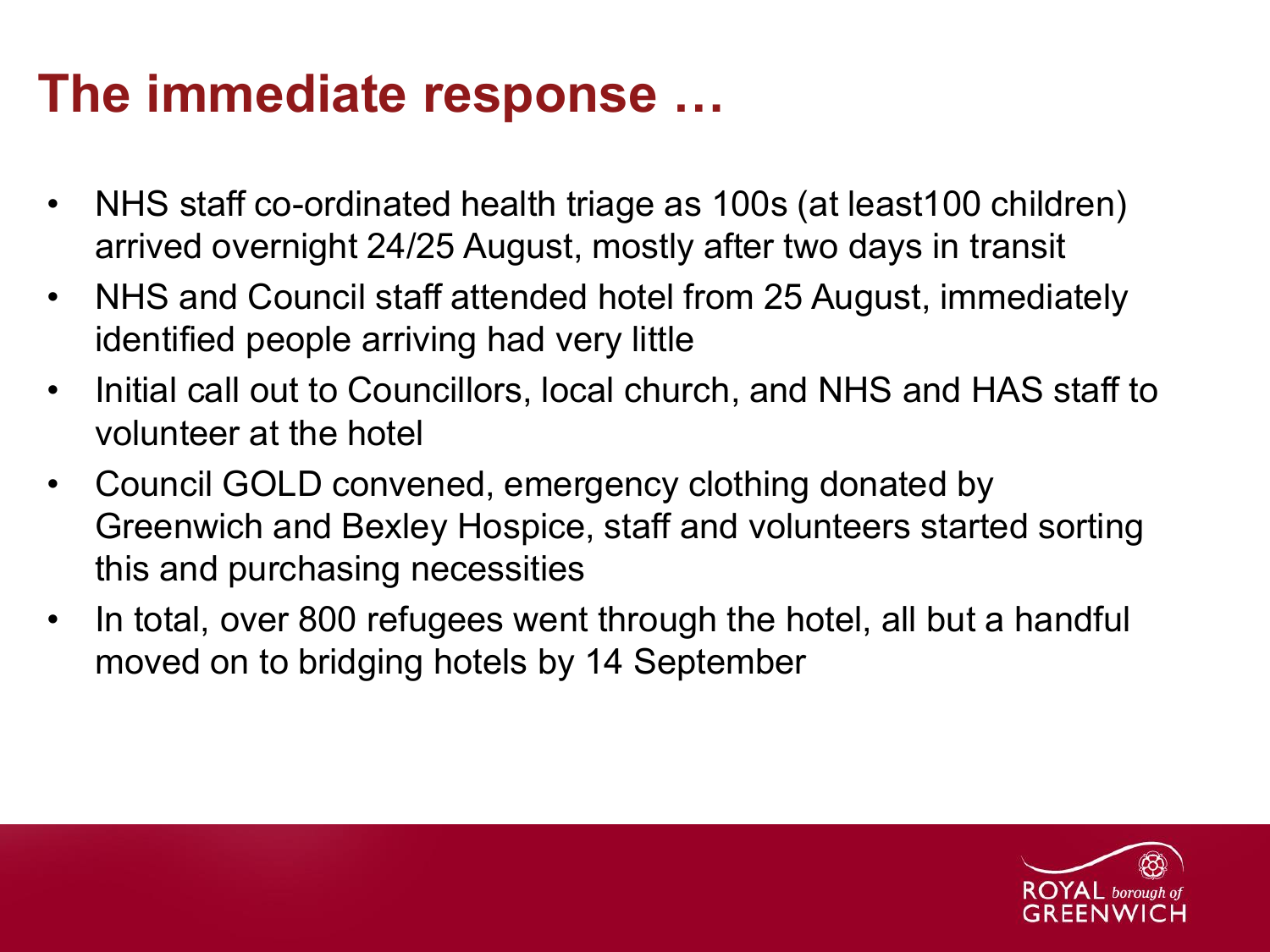# The immediate response …

- NHS staff co-ordinated health triage as 100s (at least100 children) arrived overnight 24/25 August, mostly after two days in transit
- NHS and Council staff attended hotel from 25 August, immediately identified people arriving had very little
- Initial call out to Councillors, local church, and NHS and HAS staff to volunteer at the hotel
- Council GOLD convened, emergency clothing donated by Greenwich and Bexley Hospice, staff and volunteers started sorting this and purchasing necessities
- In total, over 800 refugees went through the hotel, all but a handful moved on to bridging hotels by 14 September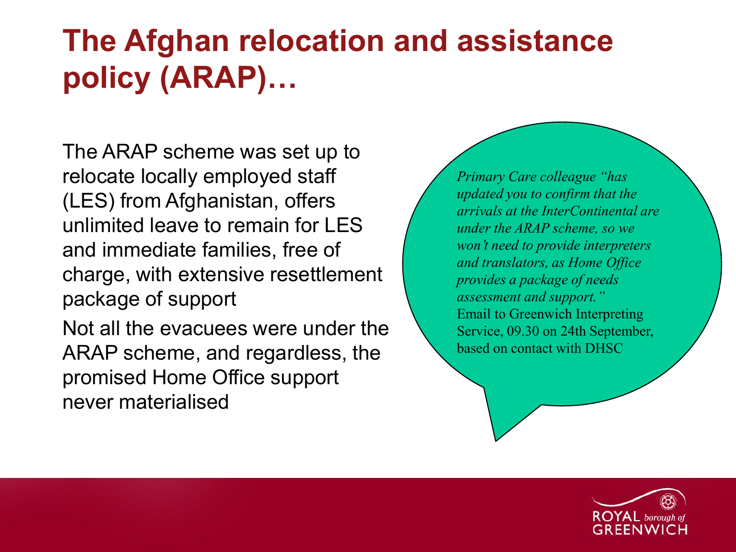# The Afghan relocation and assistance policy (ARAP)…

The ARAP scheme was set up to relocate locally employed staff (LES) from Afghanistan, offers unlimited leave to remain for LES and immediate families, free of charge, with extensive resettlement package of support

Not all the evacuees were under the ARAP scheme, and regardless, the promised Home Office support never materialised

*Primary Care colleague "has updated you to confirm that the arrivals at the InterContinental are under the ARAP scheme, so we won't need to provide interpreters and translators, as Home Office provides a package of needs assessment and support."*
Email to Greenwich Interpreting Service, 09.30 on 24th September, based on contact with DHSC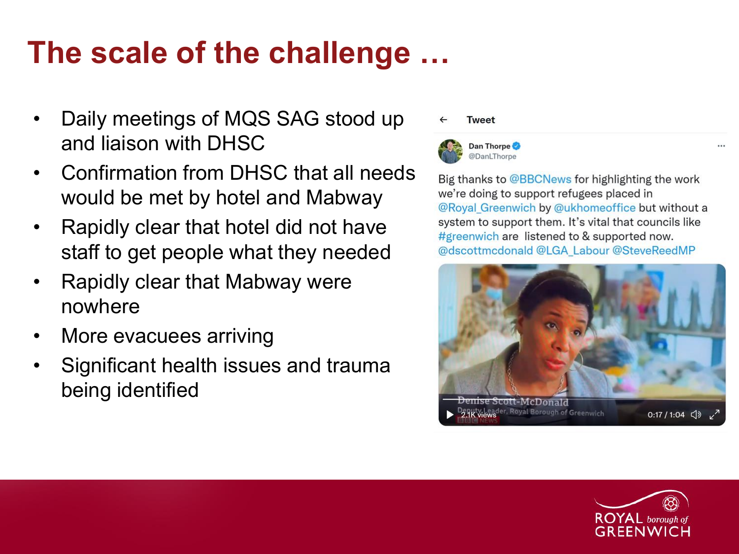# The scale of the challenge …

- Daily meetings of MQS SAG stood up and liaison with DHSC
- Confirmation from DHSC that all needs would be met by hotel and Mabway
- Rapidly clear that hotel did not have staff to get people what they needed
- Rapidly clear that Mabway were nowhere
- More evacuees arriving
- Significant health issues and trauma being identified

Tweet

Dan Thorpe
@DanLThorpe

Big thanks to @BBCNews for highlighting the work we're doing to support refugees placed in @Royal_Greenwich by @ukhomeoffice but without a system to support them. It's vital that councils like #greenwich are listened to & supported now. @dscottmcdonald @LGA_Labour @SteveReedMP

Denise Scott-McDonald
Deputy Leader, Royal Borough of Greenwich
BBC NEWS
2.1K views
0:17 / 1:04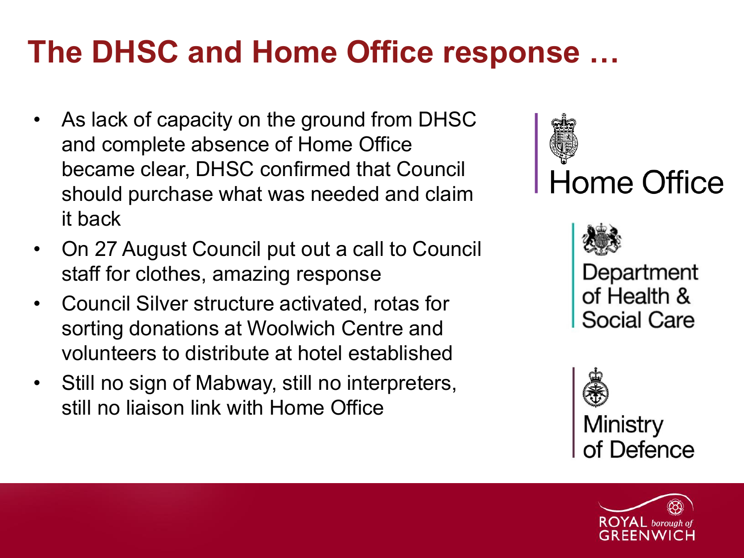# The DHSC and Home Office response …

- As lack of capacity on the ground from DHSC and complete absence of Home Office became clear, DHSC confirmed that Council should purchase what was needed and claim it back
- On 27 August Council put out a call to Council staff for clothes, amazing response
- Council Silver structure activated, rotas for sorting donations at Woolwich Centre and volunteers to distribute at hotel established
- Still no sign of Mabway, still no interpreters, still no liaison link with Home Office

Home Office

Department of Health & Social Care

Ministry of Defence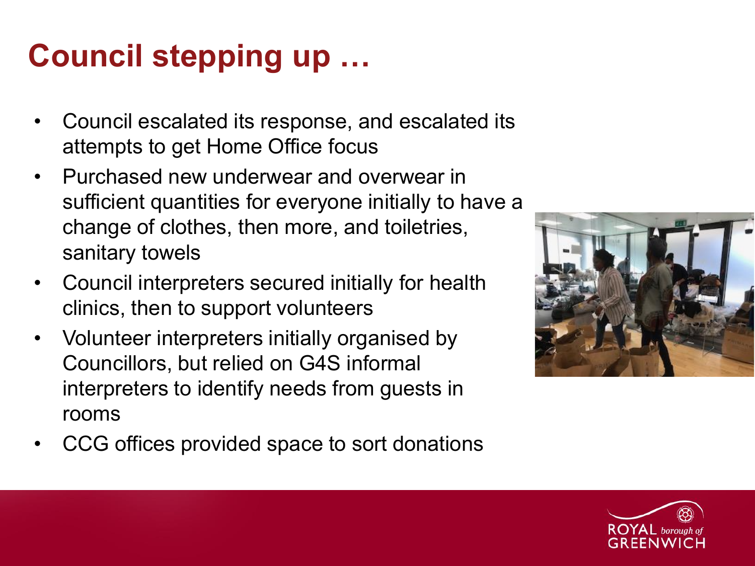# Council stepping up …

- Council escalated its response, and escalated its attempts to get Home Office focus
- Purchased new underwear and overwear in sufficient quantities for everyone initially to have a change of clothes, then more, and toiletries, sanitary towels
- Council interpreters secured initially for health clinics, then to support volunteers
- Volunteer interpreters initially organised by Councillors, but relied on G4S informal interpreters to identify needs from guests in rooms
- CCG offices provided space to sort donations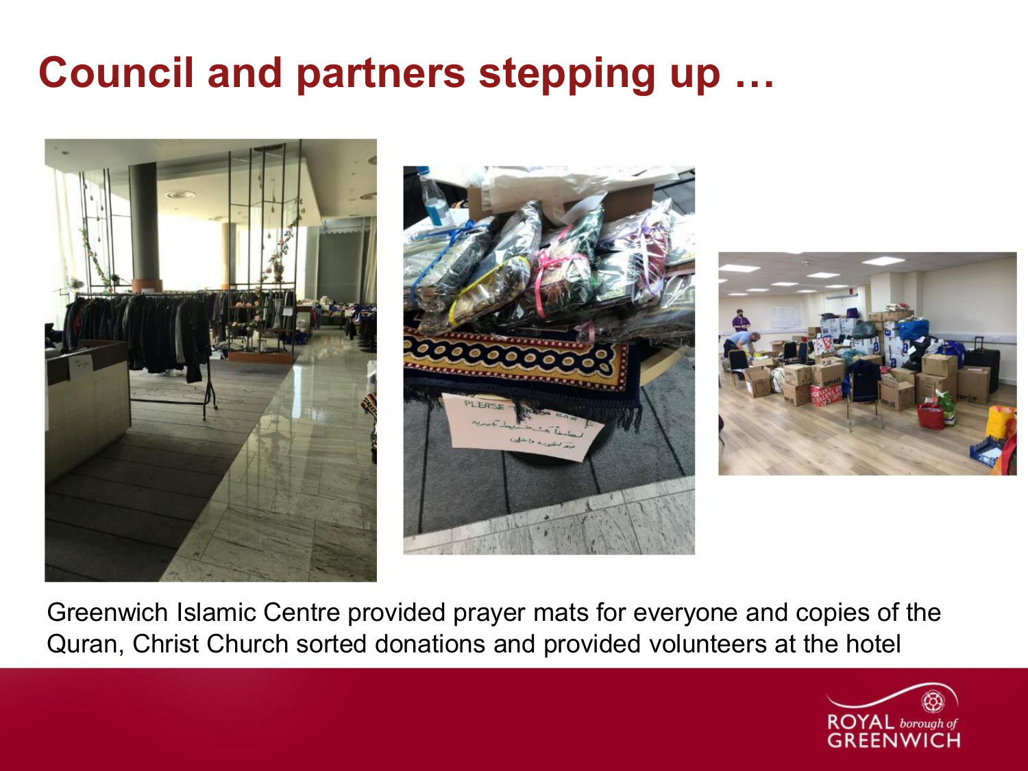# Council and partners stepping up …

Greenwich Islamic Centre provided prayer mats for everyone and copies of the Quran, Christ Church sorted donations and provided volunteers at the hotel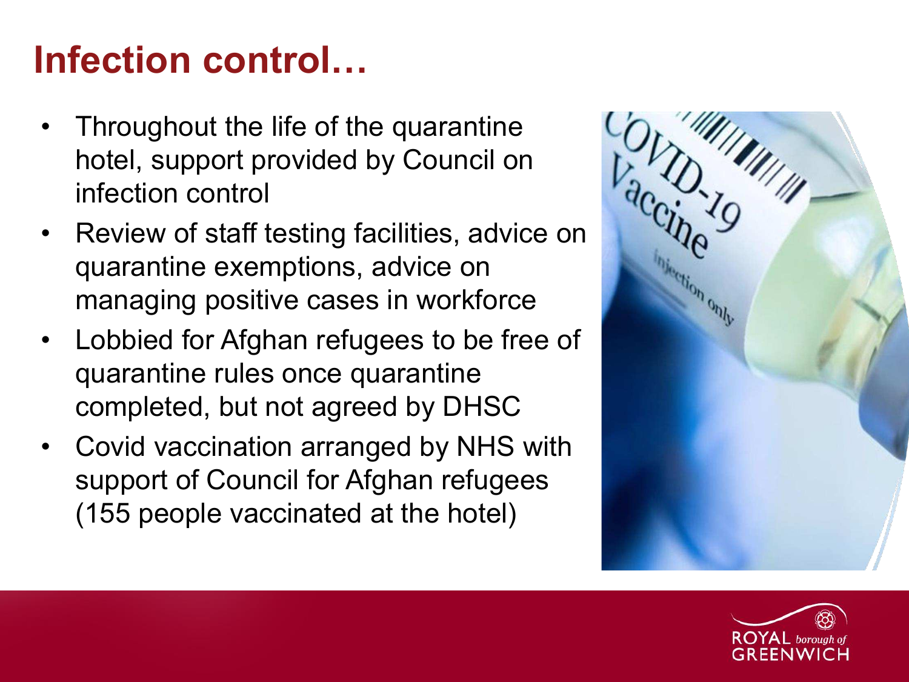# Infection control…

- Throughout the life of the quarantine hotel, support provided by Council on infection control
- Review of staff testing facilities, advice on quarantine exemptions, advice on managing positive cases in workforce
- Lobbied for Afghan refugees to be free of quarantine rules once quarantine completed, but not agreed by DHSC
- Covid vaccination arranged by NHS with support of Council for Afghan refugees (155 people vaccinated at the hotel)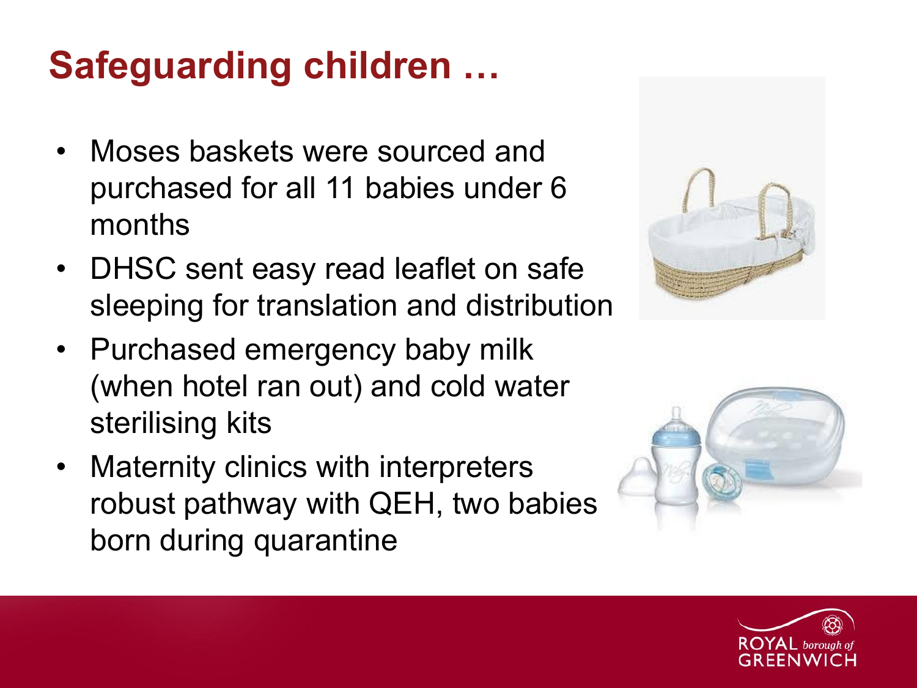# Safeguarding children …

- Moses baskets were sourced and purchased for all 11 babies under 6 months
- DHSC sent easy read leaflet on safe sleeping for translation and distribution
- Purchased emergency baby milk (when hotel ran out) and cold water sterilising kits
- Maternity clinics with interpreters robust pathway with QEH, two babies born during quarantine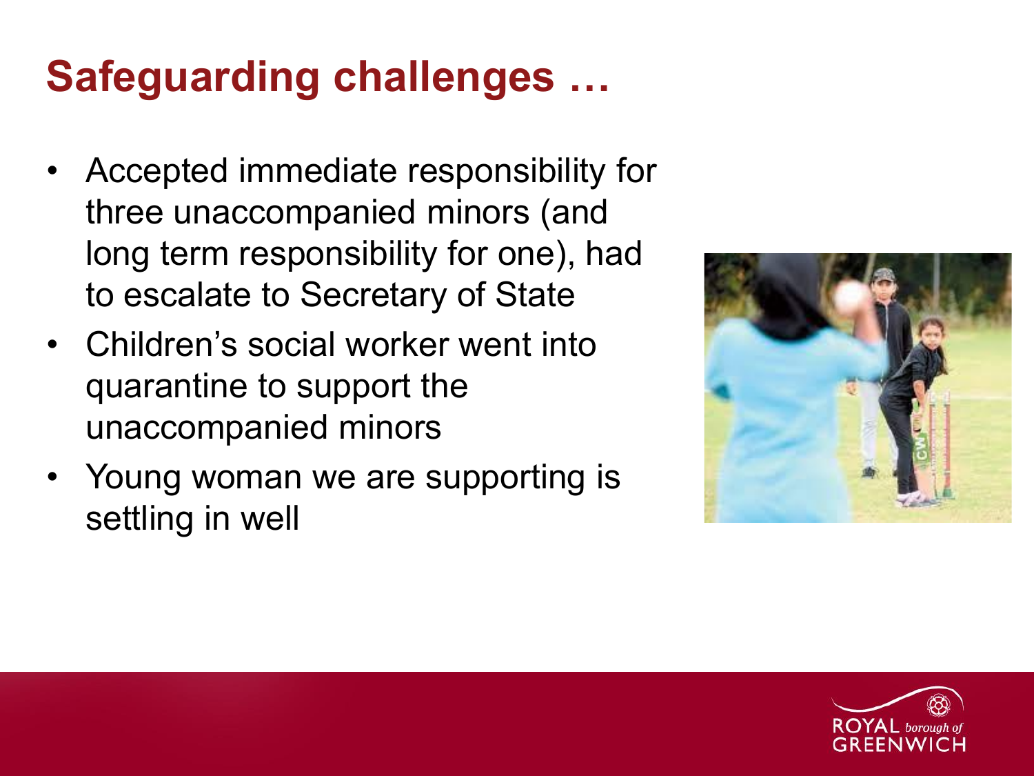# Safeguarding challenges …

- Accepted immediate responsibility for three unaccompanied minors (and long term responsibility for one), had to escalate to Secretary of State
- Children's social worker went into quarantine to support the unaccompanied minors
- Young woman we are supporting is settling in well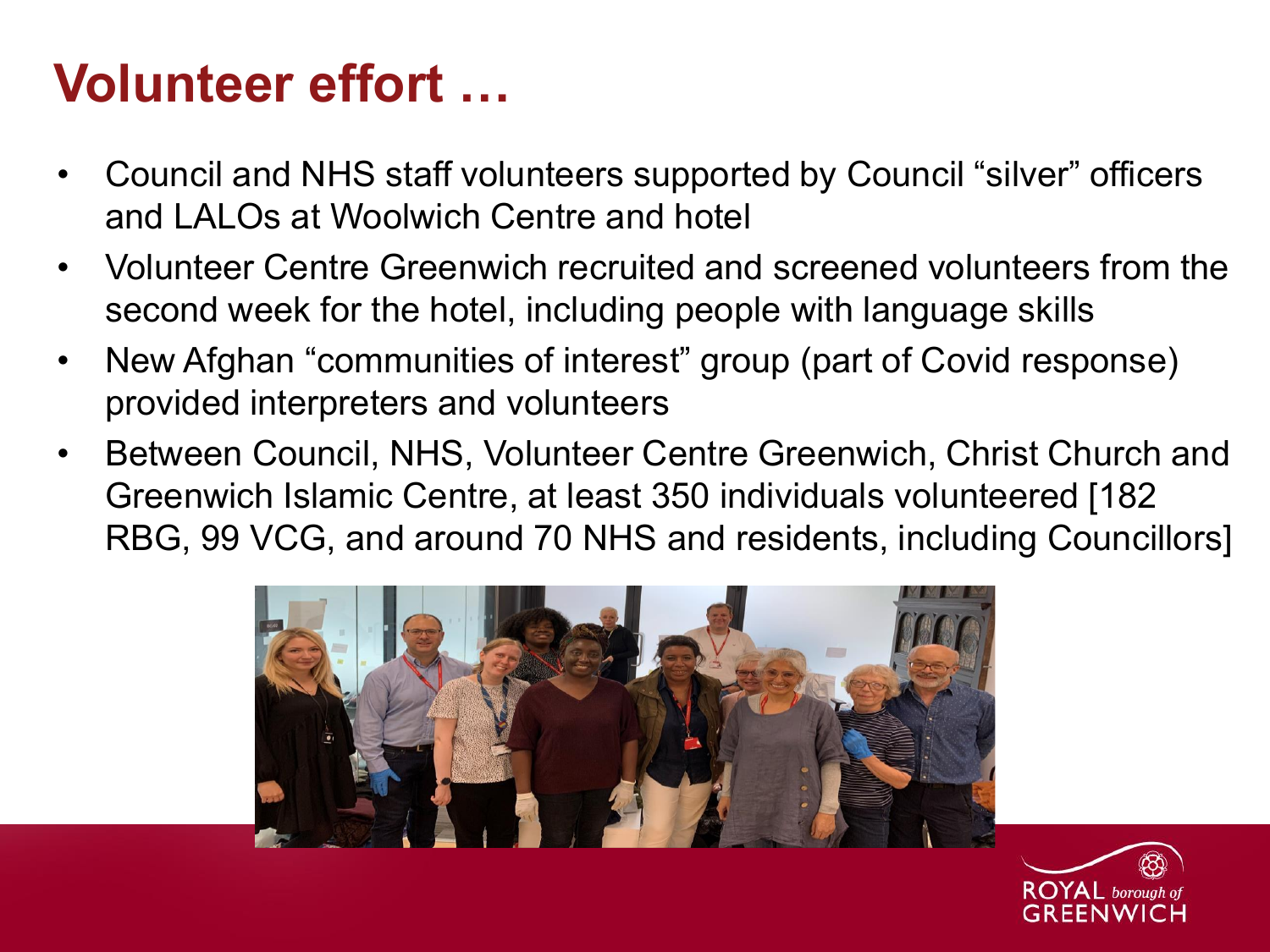# Volunteer effort …

- Council and NHS staff volunteers supported by Council "silver" officers and LALOs at Woolwich Centre and hotel
- Volunteer Centre Greenwich recruited and screened volunteers from the second week for the hotel, including people with language skills
- New Afghan "communities of interest" group (part of Covid response) provided interpreters and volunteers
- Between Council, NHS, Volunteer Centre Greenwich, Christ Church and Greenwich Islamic Centre, at least 350 individuals volunteered [182 RBG, 99 VCG, and around 70 NHS and residents, including Councillors]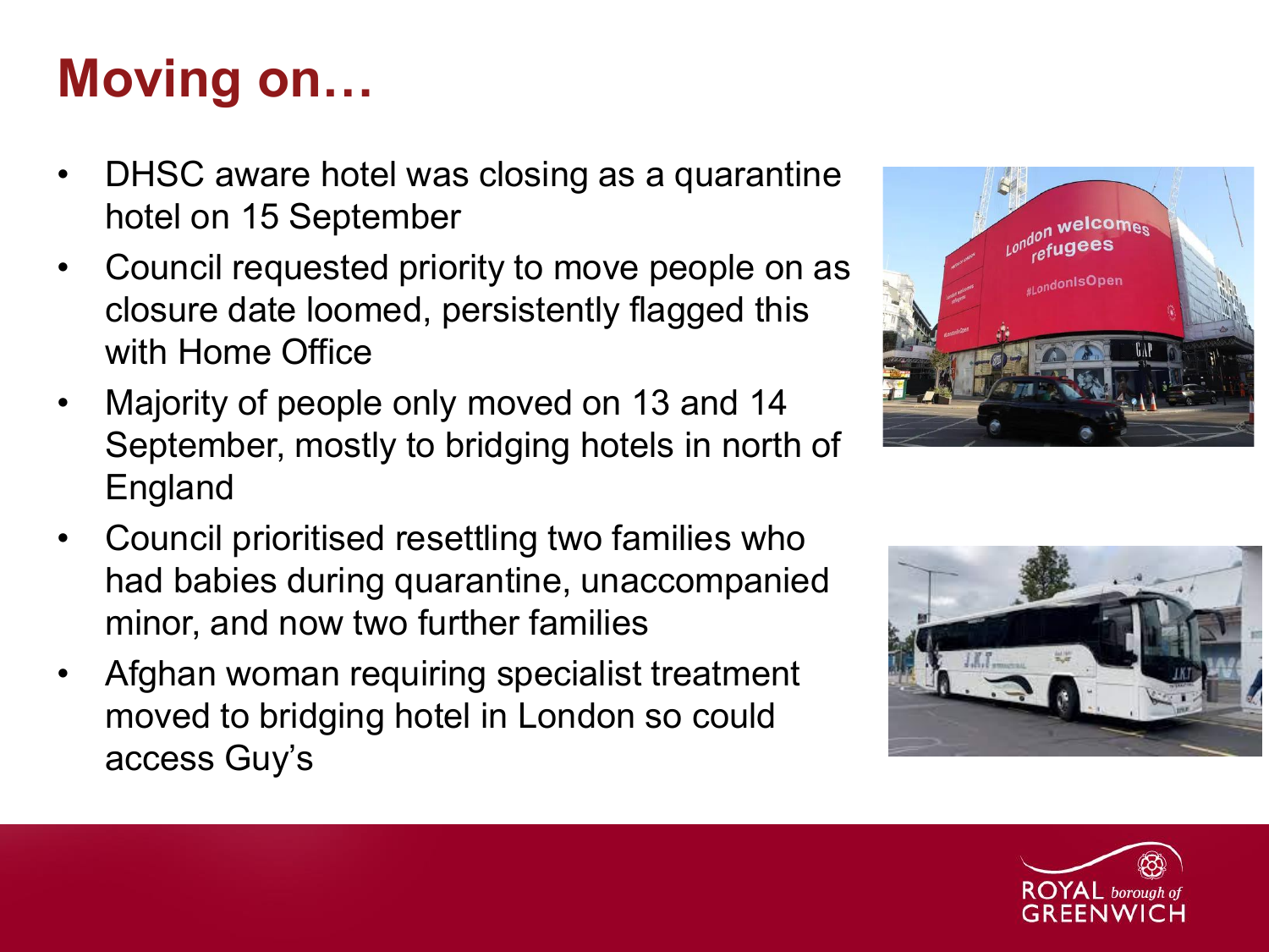# Moving on…

- DHSC aware hotel was closing as a quarantine hotel on 15 September
- Council requested priority to move people on as closure date loomed, persistently flagged this with Home Office
- Majority of people only moved on 13 and 14 September, mostly to bridging hotels in north of England
- Council prioritised resettling two families who had babies during quarantine, unaccompanied minor, and now two further families
- Afghan woman requiring specialist treatment moved to bridging hotel in London so could access Guy's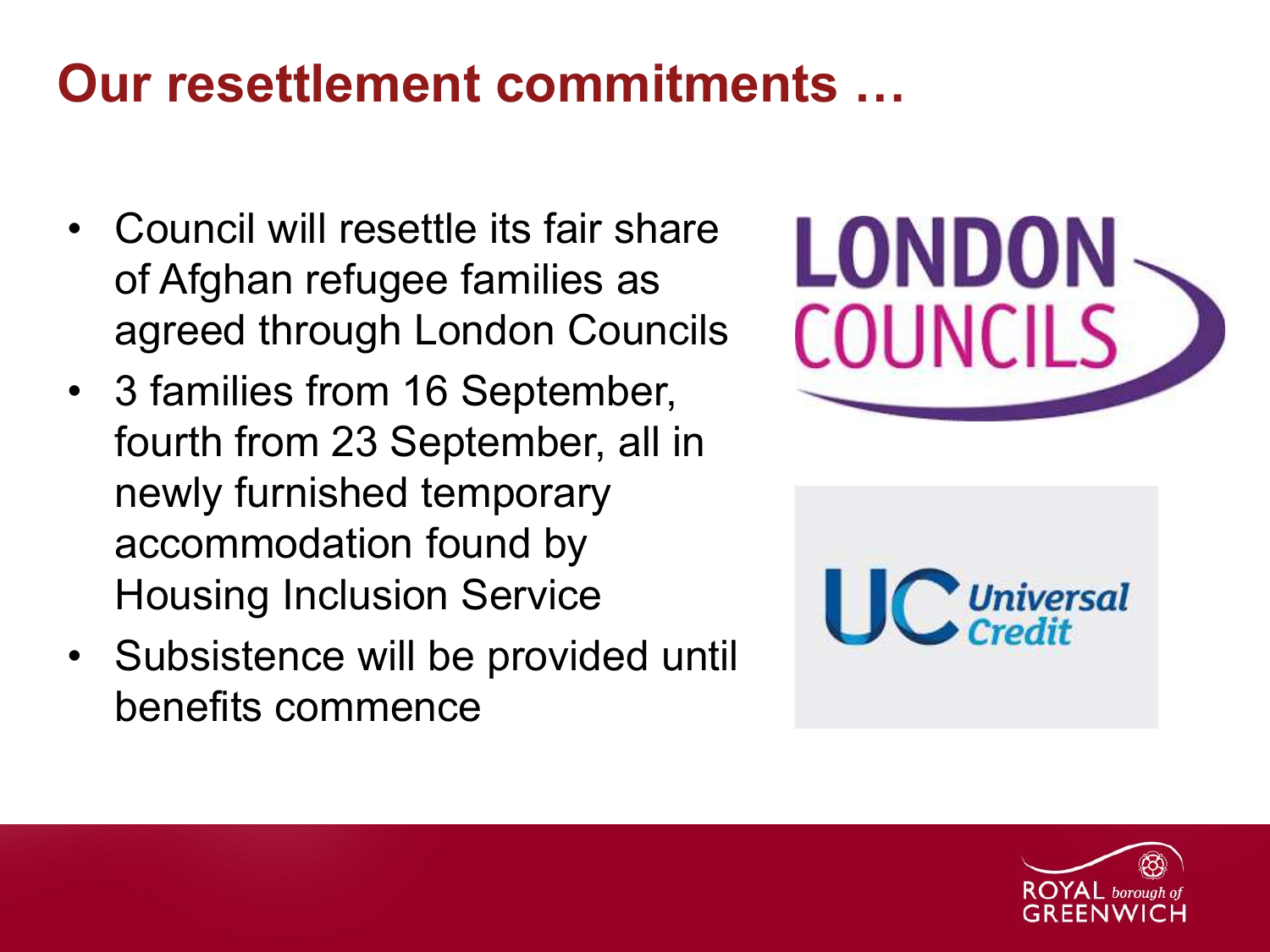# Our resettlement commitments …

- Council will resettle its fair share of Afghan refugee families as agreed through London Councils
- 3 families from 16 September, fourth from 23 September, all in newly furnished temporary accommodation found by Housing Inclusion Service
- Subsistence will be provided until benefits commence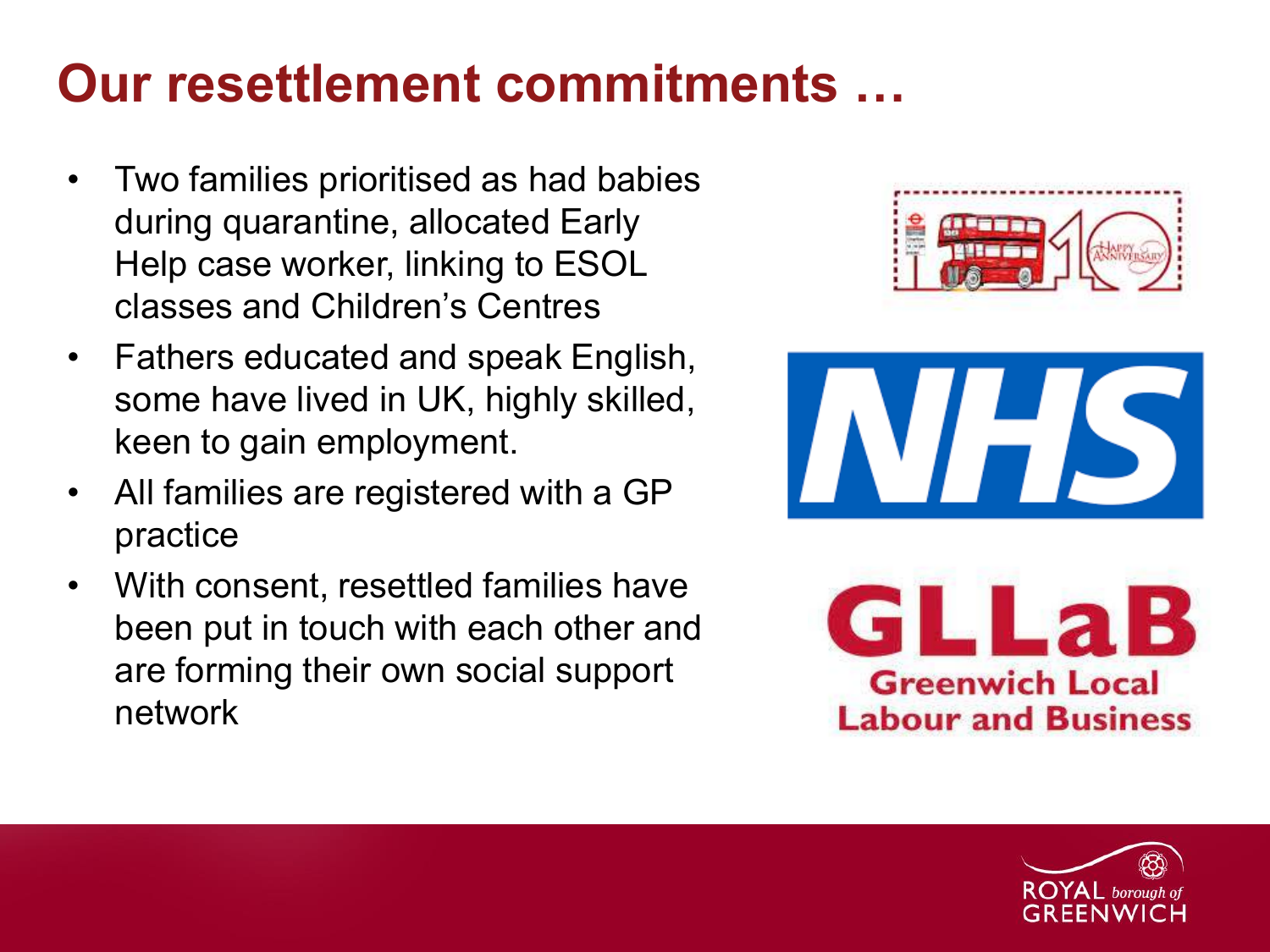# Our resettlement commitments …

- Two families prioritised as had babies during quarantine, allocated Early Help case worker, linking to ESOL classes and Children's Centres
- Fathers educated and speak English, some have lived in UK, highly skilled, keen to gain employment.
- All families are registered with a GP practice
- With consent, resettled families have been put in touch with each other and are forming their own social support network

NHS

GLLaB
Greenwich Local Labour and Business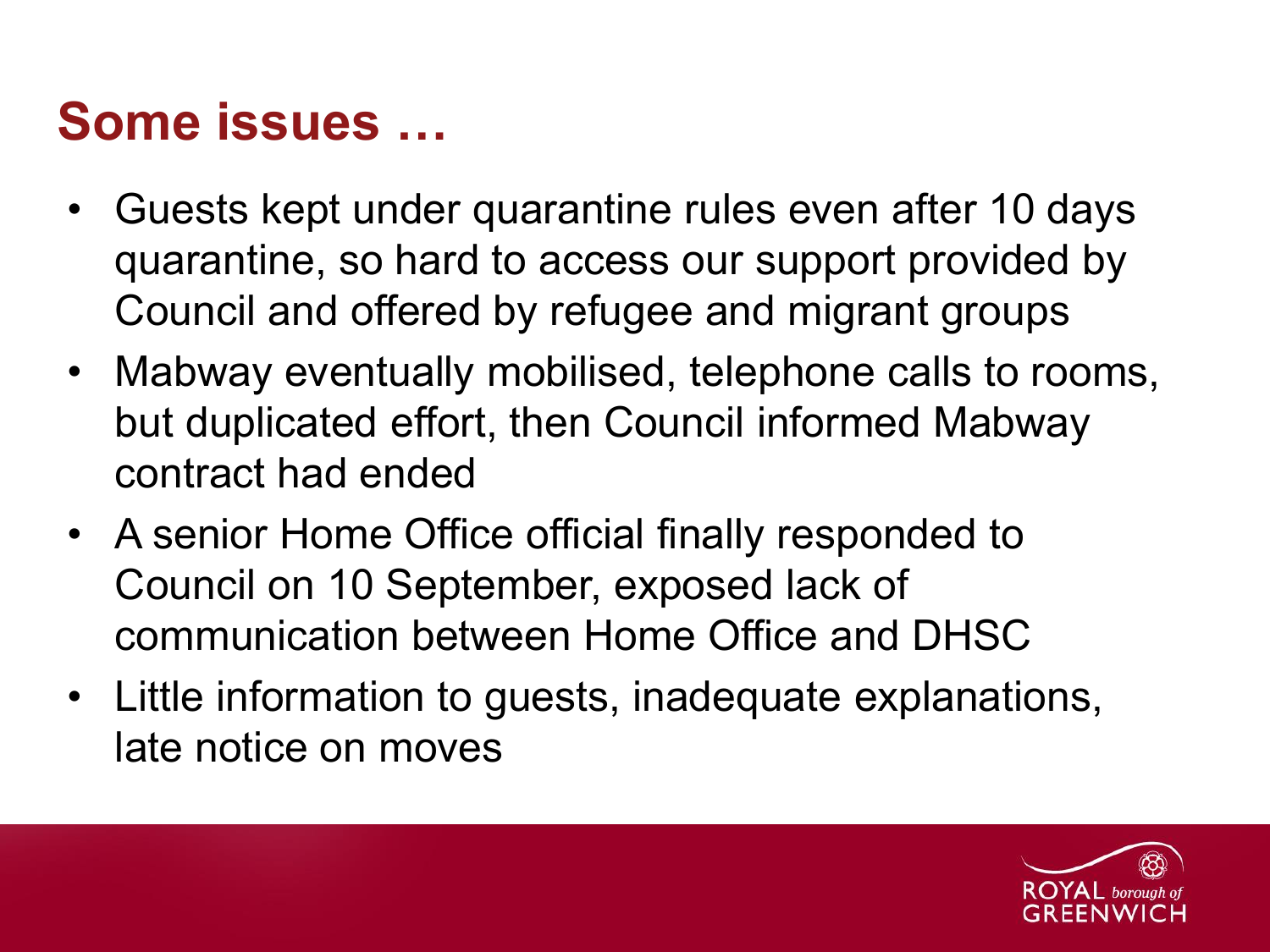# Some issues …

- Guests kept under quarantine rules even after 10 days quarantine, so hard to access our support provided by Council and offered by refugee and migrant groups
- Mabway eventually mobilised, telephone calls to rooms, but duplicated effort, then Council informed Mabway contract had ended
- A senior Home Office official finally responded to Council on 10 September, exposed lack of communication between Home Office and DHSC
- Little information to guests, inadequate explanations, late notice on moves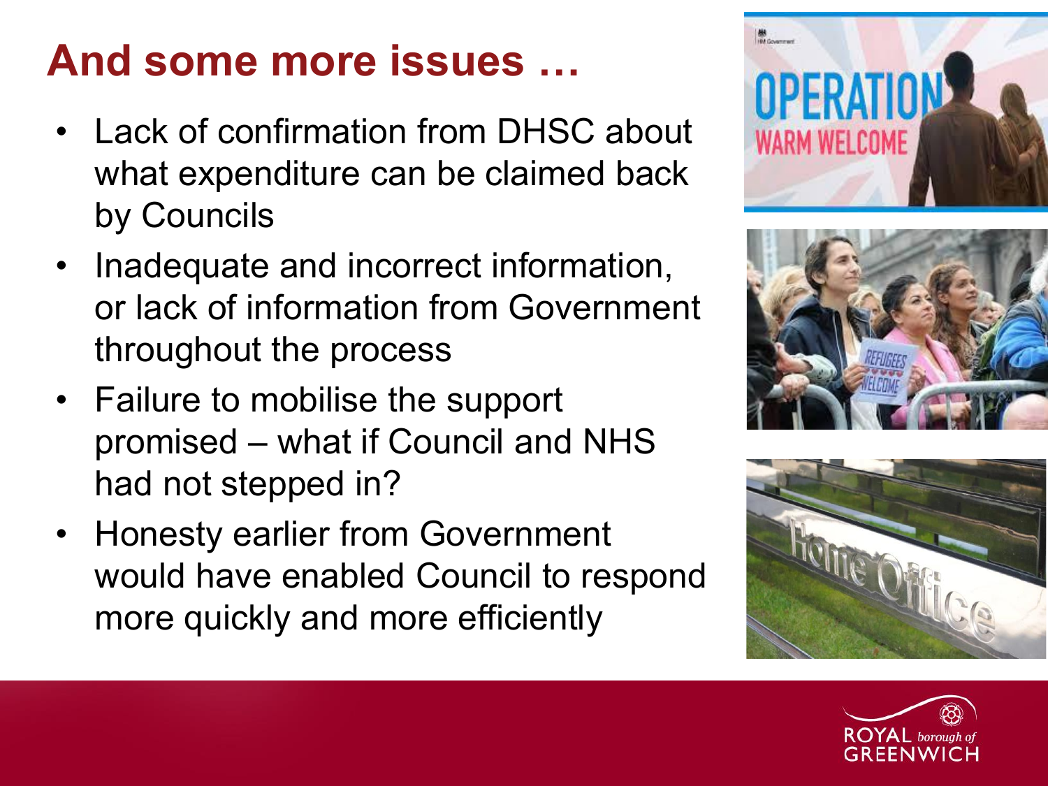# And some more issues …

- Lack of confirmation from DHSC about what expenditure can be claimed back by Councils
- Inadequate and incorrect information, or lack of information from Government throughout the process
- Failure to mobilise the support promised – what if Council and NHS had not stepped in?
- Honesty earlier from Government would have enabled Council to respond more quickly and more efficiently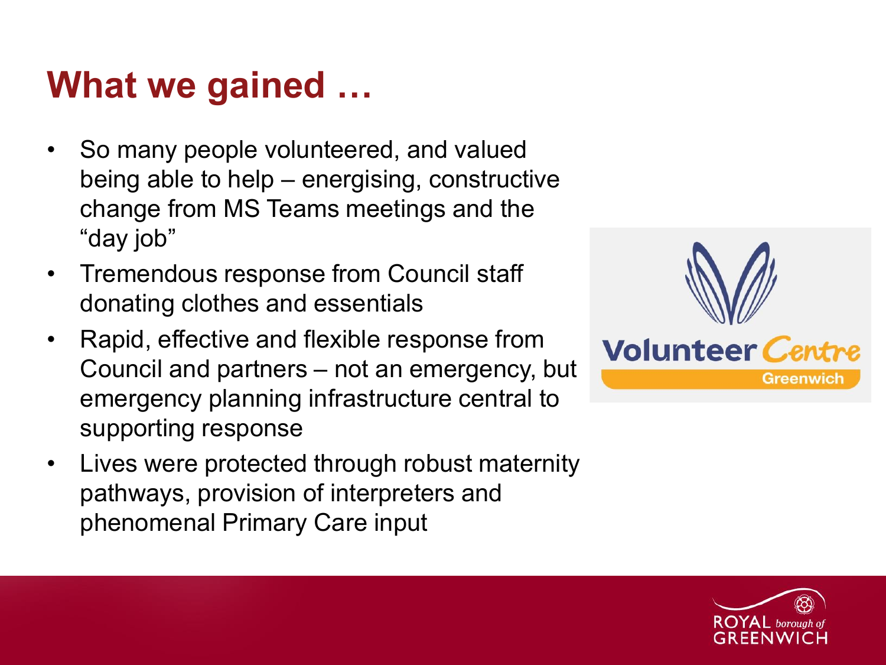# What we gained …

- So many people volunteered, and valued being able to help – energising, constructive change from MS Teams meetings and the "day job"
- Tremendous response from Council staff donating clothes and essentials
- Rapid, effective and flexible response from Council and partners – not an emergency, but emergency planning infrastructure central to supporting response
- Lives were protected through robust maternity pathways, provision of interpreters and phenomenal Primary Care input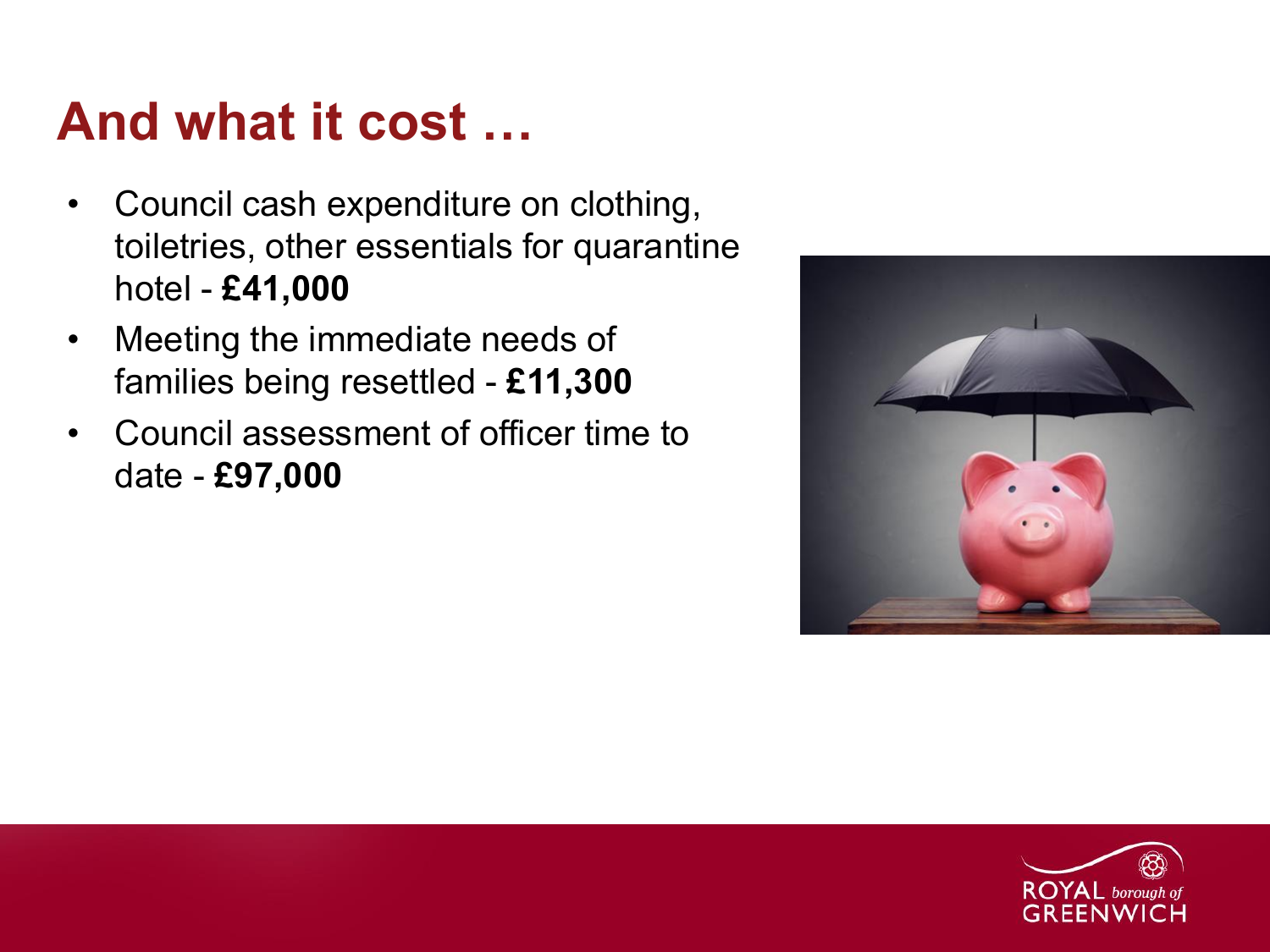# And what it cost …

- Council cash expenditure on clothing, toiletries, other essentials for quarantine hotel - **£41,000**
- Meeting the immediate needs of families being resettled - **£11,300**
- Council assessment of officer time to date - **£97,000**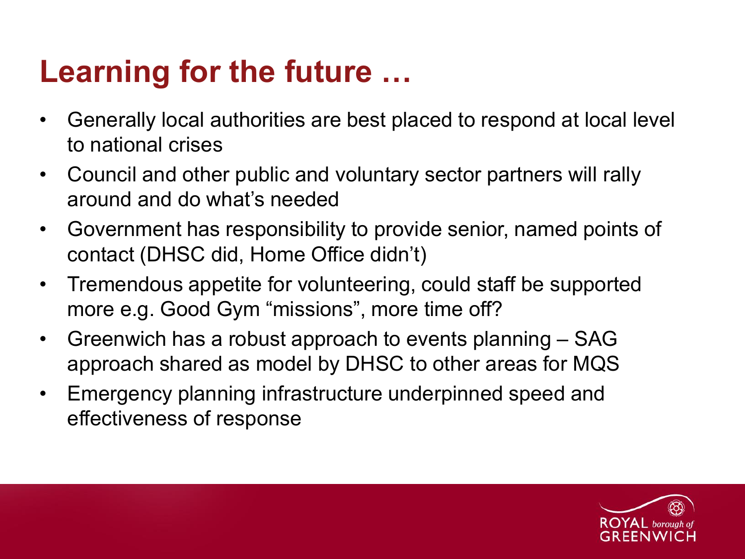# Learning for the future …

- Generally local authorities are best placed to respond at local level to national crises
- Council and other public and voluntary sector partners will rally around and do what's needed
- Government has responsibility to provide senior, named points of contact (DHSC did, Home Office didn't)
- Tremendous appetite for volunteering, could staff be supported more e.g. Good Gym "missions", more time off?
- Greenwich has a robust approach to events planning – SAG approach shared as model by DHSC to other areas for MQS
- Emergency planning infrastructure underpinned speed and effectiveness of response